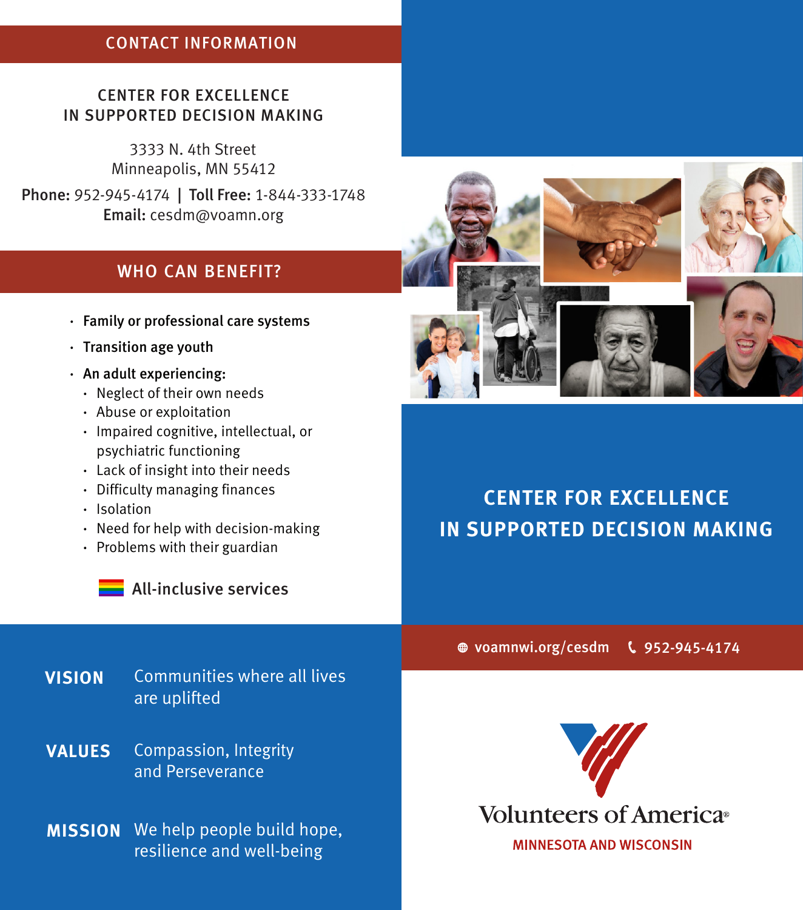## CONTACT INFORMATION

**CENTER FOR EXCELLENCE IN SUPPORTED DECISION MAKING**

3333 N. 4th Street
Minneapolis, MN 55412

**Phone:** 952-945-4174 | **Toll Free:** 1-844-333-1748
**Email:** cesdm@voamn.org

## WHO CAN BENEFIT?

- **Family or professional care systems**
- **Transition age youth**
- **An adult experiencing:**
  - Neglect of their own needs
  - Abuse or exploitation
  - Impaired cognitive, intellectual, or psychiatric functioning
  - Lack of insight into their needs
  - Difficulty managing finances
  - Isolation
  - Need for help with decision-making
  - Problems with their guardian

**All-inclusive services**

**VISION** Communities where all lives are uplifted

**VALUES** Compassion, Integrity and Perseverance

**MISSION** We help people build hope, resilience and well-being

# CENTER FOR EXCELLENCE IN SUPPORTED DECISION MAKING

voamnwi.org/cesdm 952-945-4174

Volunteers of America®
MINNESOTA AND WISCONSIN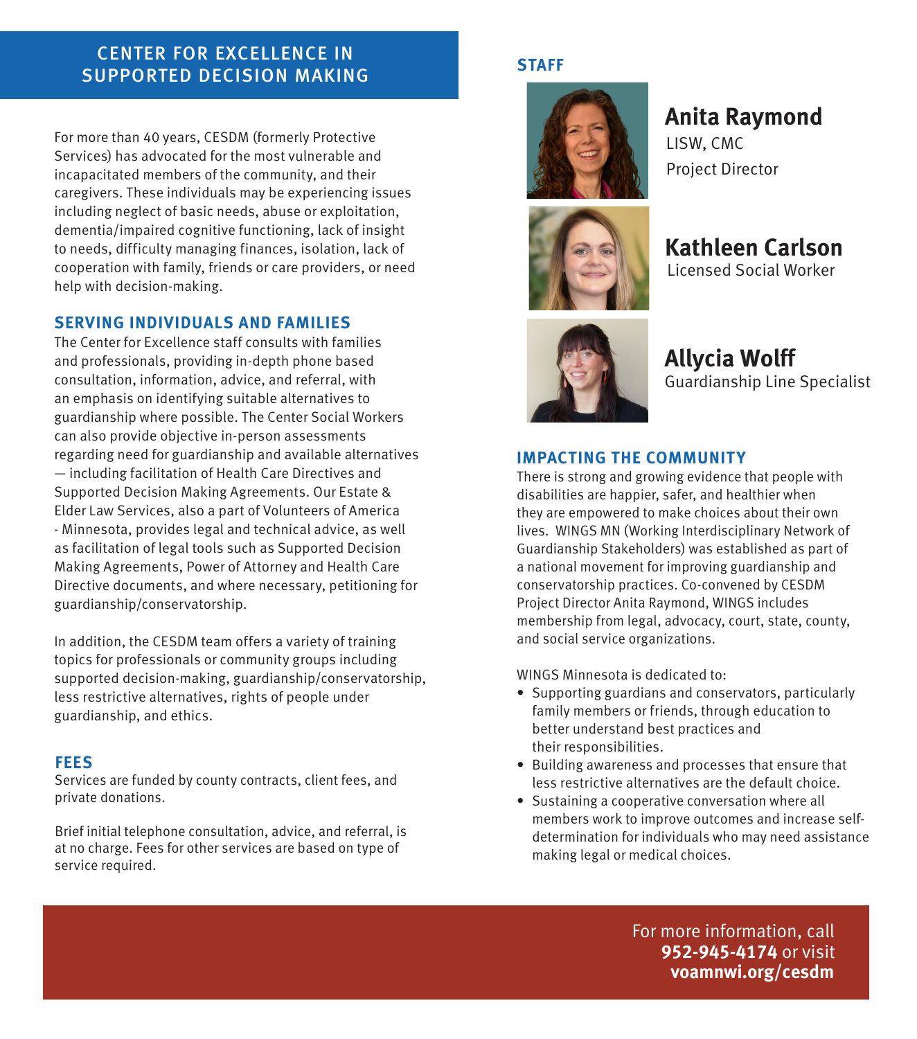# CENTER FOR EXCELLENCE IN SUPPORTED DECISION MAKING

For more than 40 years, CESDM (formerly Protective Services) has advocated for the most vulnerable and incapacitated members of the community, and their caregivers. These individuals may be experiencing issues including neglect of basic needs, abuse or exploitation, dementia/impaired cognitive functioning, lack of insight to needs, difficulty managing finances, isolation, lack of cooperation with family, friends or care providers, or need help with decision-making.

## SERVING INDIVIDUALS AND FAMILIES

The Center for Excellence staff consults with families and professionals, providing in-depth phone based consultation, information, advice, and referral, with an emphasis on identifying suitable alternatives to guardianship where possible. The Center Social Workers can also provide objective in-person assessments regarding need for guardianship and available alternatives — including facilitation of Health Care Directives and Supported Decision Making Agreements. Our Estate & Elder Law Services, also a part of Volunteers of America - Minnesota, provides legal and technical advice, as well as facilitation of legal tools such as Supported Decision Making Agreements, Power of Attorney and Health Care Directive documents, and where necessary, petitioning for guardianship/conservatorship.

In addition, the CESDM team offers a variety of training topics for professionals or community groups including supported decision-making, guardianship/conservatorship, less restrictive alternatives, rights of people under guardianship, and ethics.

## FEES

Services are funded by county contracts, client fees, and private donations.

Brief initial telephone consultation, advice, and referral, is at no charge. Fees for other services are based on type of service required.

## STAFF

**Anita Raymond**
LISW, CMC
Project Director

**Kathleen Carlson**
Licensed Social Worker

**Allycia Wolff**
Guardianship Line Specialist

## IMPACTING THE COMMUNITY

There is strong and growing evidence that people with disabilities are happier, safer, and healthier when they are empowered to make choices about their own lives. WINGS MN (Working Interdisciplinary Network of Guardianship Stakeholders) was established as part of a national movement for improving guardianship and conservatorship practices. Co-convened by CESDM Project Director Anita Raymond, WINGS includes membership from legal, advocacy, court, state, county, and social service organizations.

WINGS Minnesota is dedicated to:

- Supporting guardians and conservators, particularly family members or friends, through education to better understand best practices and their responsibilities.
- Building awareness and processes that ensure that less restrictive alternatives are the default choice.
- Sustaining a cooperative conversation where all members work to improve outcomes and increase self-determination for individuals who may need assistance making legal or medical choices.

For more information, call **952-945-4174** or visit **voamnwi.org/cesdm**